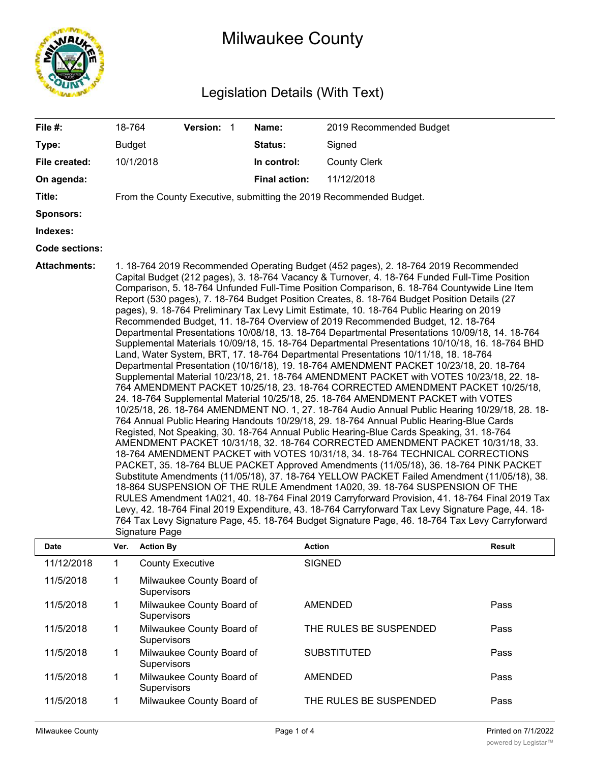# Milwaukee County

## Legislation Details (With Text)

| | | | | | |
|---|---|---|---|---|---|
| **File #:** | 18-764 | **Version:** 1 | | **Name:** | 2019 Recommended Budget |
| **Type:** | Budget | | | **Status:** | Signed |
| **File created:** | 10/1/2018 | | | **In control:** | County Clerk |
| **On agenda:** | | | | **Final action:** | 11/12/2018 |

**Title:** From the County Executive, submitting the 2019 Recommended Budget.

**Sponsors:**

**Indexes:**

**Code sections:**

**Attachments:** 1. 18-764 2019 Recommended Operating Budget (452 pages), 2. 18-764 2019 Recommended Capital Budget (212 pages), 3. 18-764 Vacancy & Turnover, 4. 18-764 Funded Full-Time Position Comparison, 5. 18-764 Unfunded Full-Time Position Comparison, 6. 18-764 Countywide Line Item Report (530 pages), 7. 18-764 Budget Position Creates, 8. 18-764 Budget Position Details (27 pages), 9. 18-764 Preliminary Tax Levy Limit Estimate, 10. 18-764 Public Hearing on 2019 Recommended Budget, 11. 18-764 Overview of 2019 Recommended Budget, 12. 18-764 Departmental Presentations 10/08/18, 13. 18-764 Departmental Presentations 10/09/18, 14. 18-764 Supplemental Materials 10/09/18, 15. 18-764 Departmental Presentations 10/10/18, 16. 18-764 BHD Land, Water System, BRT, 17. 18-764 Departmental Presentations 10/11/18, 18. 18-764 Departmental Presentation (10/16/18), 19. 18-764 AMENDMENT PACKET 10/23/18, 20. 18-764 Supplemental Material 10/23/18, 21. 18-764 AMENDMENT PACKET with VOTES 10/23/18, 22. 18-764 AMENDMENT PACKET 10/25/18, 23. 18-764 CORRECTED AMENDMENT PACKET 10/25/18, 24. 18-764 Supplemental Material 10/25/18, 25. 18-764 AMENDMENT PACKET with VOTES 10/25/18, 26. 18-764 AMENDMENT NO. 1, 27. 18-764 Audio Annual Public Hearing 10/29/18, 28. 18-764 Annual Public Hearing Handouts 10/29/18, 29. 18-764 Annual Public Hearing-Blue Cards Registed, Not Speaking, 30. 18-764 Annual Public Hearing-Blue Cards Speaking, 31. 18-764 AMENDMENT PACKET 10/31/18, 32. 18-764 CORRECTED AMENDMENT PACKET 10/31/18, 33. 18-764 AMENDMENT PACKET with VOTES 10/31/18, 34. 18-764 TECHNICAL CORRECTIONS PACKET, 35. 18-764 BLUE PACKET Approved Amendments (11/05/18), 36. 18-764 PINK PACKET Substitute Amendments (11/05/18), 37. 18-764 YELLOW PACKET Failed Amendment (11/05/18), 38. 18-864 SUSPENSION OF THE RULE Amendment 1A020, 39. 18-764 SUSPENSION OF THE RULES Amendment 1A021, 40. 18-764 Final 2019 Carryforward Provision, 41. 18-764 Final 2019 Tax Levy, 42. 18-764 Final 2019 Expenditure, 43. 18-764 Carryforward Tax Levy Signature Page, 44. 18-764 Tax Levy Signature Page, 45. 18-764 Budget Signature Page, 46. 18-764 Tax Levy Carryforward Signature Page

| Date | Ver. | Action By | Action | Result |
|---|---|---|---|---|
| 11/12/2018 | 1 | County Executive | SIGNED | |
| 11/5/2018 | 1 | Milwaukee County Board of Supervisors | | |
| 11/5/2018 | 1 | Milwaukee County Board of Supervisors | AMENDED | Pass |
| 11/5/2018 | 1 | Milwaukee County Board of Supervisors | THE RULES BE SUSPENDED | Pass |
| 11/5/2018 | 1 | Milwaukee County Board of Supervisors | SUBSTITUTED | Pass |
| 11/5/2018 | 1 | Milwaukee County Board of Supervisors | AMENDED | Pass |
| 11/5/2018 | 1 | Milwaukee County Board of | THE RULES BE SUSPENDED | Pass |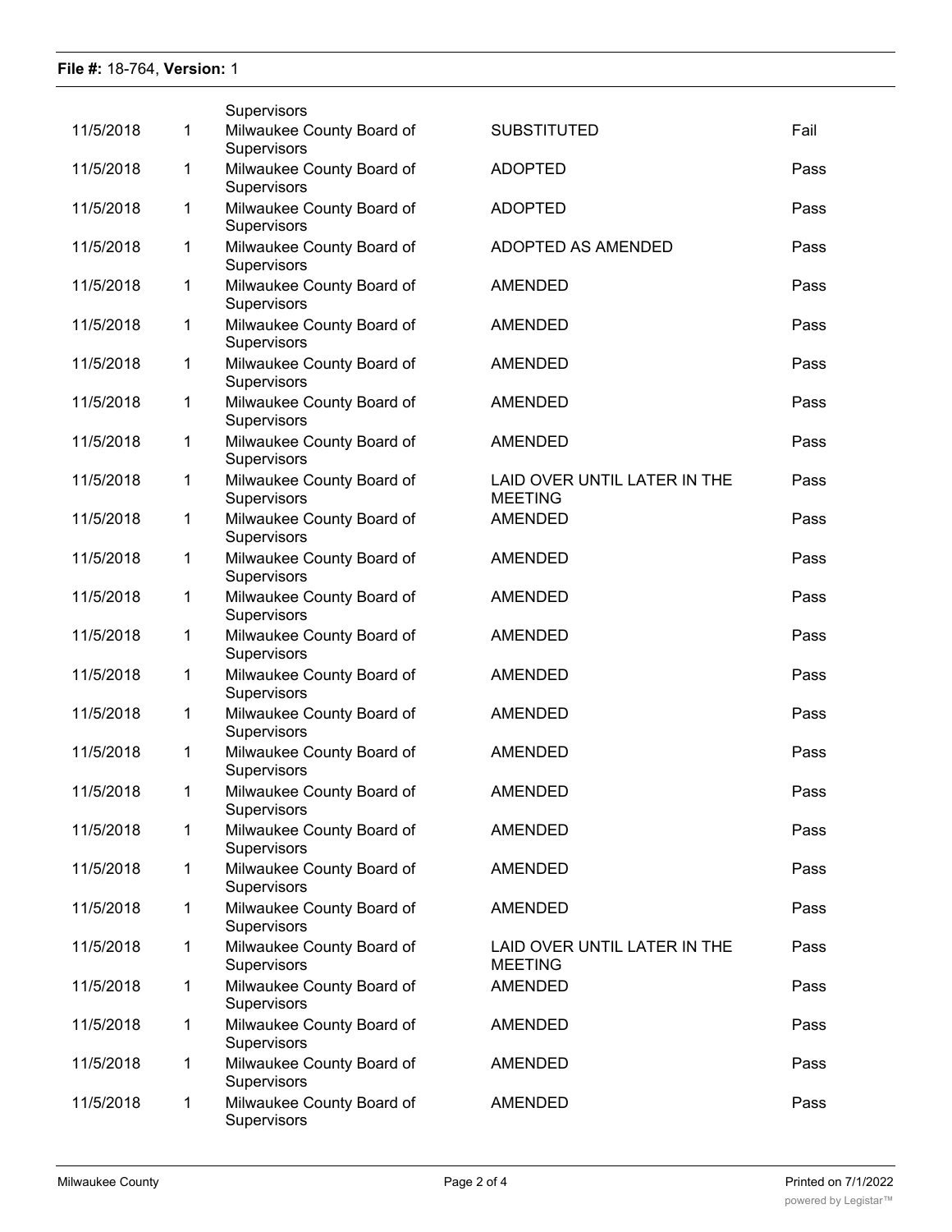**File #:** 18-764, **Version:** 1

| | | | | |
|---|---|---|---|---|
| | | Supervisors | | |
| 11/5/2018 | 1 | Milwaukee County Board of Supervisors | SUBSTITUTED | Fail |
| 11/5/2018 | 1 | Milwaukee County Board of Supervisors | ADOPTED | Pass |
| 11/5/2018 | 1 | Milwaukee County Board of Supervisors | ADOPTED | Pass |
| 11/5/2018 | 1 | Milwaukee County Board of Supervisors | ADOPTED AS AMENDED | Pass |
| 11/5/2018 | 1 | Milwaukee County Board of Supervisors | AMENDED | Pass |
| 11/5/2018 | 1 | Milwaukee County Board of Supervisors | AMENDED | Pass |
| 11/5/2018 | 1 | Milwaukee County Board of Supervisors | AMENDED | Pass |
| 11/5/2018 | 1 | Milwaukee County Board of Supervisors | AMENDED | Pass |
| 11/5/2018 | 1 | Milwaukee County Board of Supervisors | AMENDED | Pass |
| 11/5/2018 | 1 | Milwaukee County Board of Supervisors | LAID OVER UNTIL LATER IN THE MEETING | Pass |
| 11/5/2018 | 1 | Milwaukee County Board of Supervisors | AMENDED | Pass |
| 11/5/2018 | 1 | Milwaukee County Board of Supervisors | AMENDED | Pass |
| 11/5/2018 | 1 | Milwaukee County Board of Supervisors | AMENDED | Pass |
| 11/5/2018 | 1 | Milwaukee County Board of Supervisors | AMENDED | Pass |
| 11/5/2018 | 1 | Milwaukee County Board of Supervisors | AMENDED | Pass |
| 11/5/2018 | 1 | Milwaukee County Board of Supervisors | AMENDED | Pass |
| 11/5/2018 | 1 | Milwaukee County Board of Supervisors | AMENDED | Pass |
| 11/5/2018 | 1 | Milwaukee County Board of Supervisors | AMENDED | Pass |
| 11/5/2018 | 1 | Milwaukee County Board of Supervisors | AMENDED | Pass |
| 11/5/2018 | 1 | Milwaukee County Board of Supervisors | AMENDED | Pass |
| 11/5/2018 | 1 | Milwaukee County Board of Supervisors | AMENDED | Pass |
| 11/5/2018 | 1 | Milwaukee County Board of Supervisors | LAID OVER UNTIL LATER IN THE MEETING | Pass |
| 11/5/2018 | 1 | Milwaukee County Board of Supervisors | AMENDED | Pass |
| 11/5/2018 | 1 | Milwaukee County Board of Supervisors | AMENDED | Pass |
| 11/5/2018 | 1 | Milwaukee County Board of Supervisors | AMENDED | Pass |
| 11/5/2018 | 1 | Milwaukee County Board of Supervisors | AMENDED | Pass |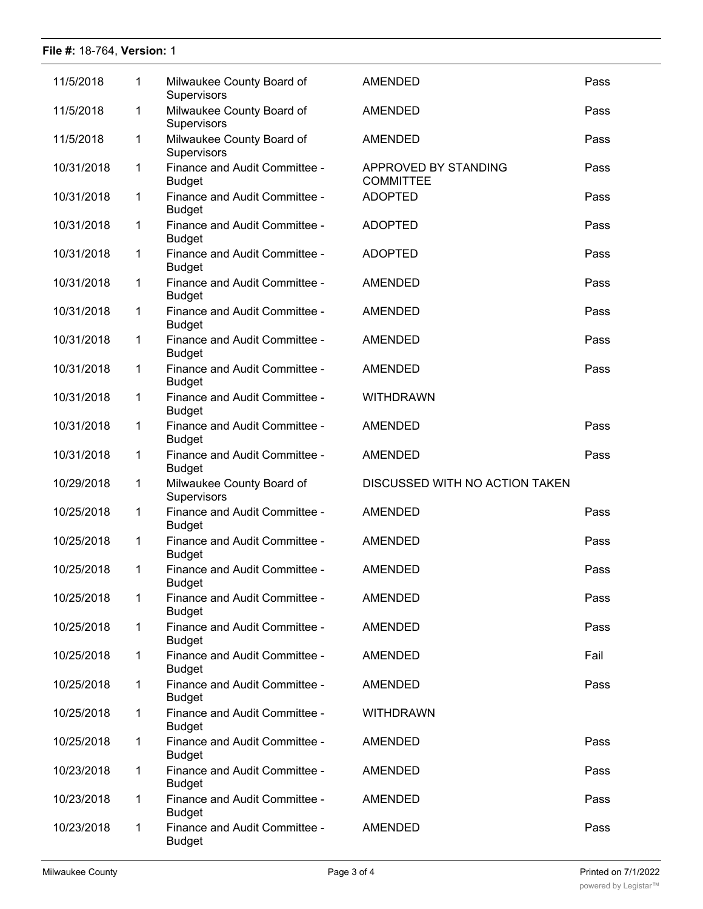**File #:** 18-764, **Version:** 1

| | | | | |
|---|---|---|---|---|
| 11/5/2018 | 1 | Milwaukee County Board of Supervisors | AMENDED | Pass |
| 11/5/2018 | 1 | Milwaukee County Board of Supervisors | AMENDED | Pass |
| 11/5/2018 | 1 | Milwaukee County Board of Supervisors | AMENDED | Pass |
| 10/31/2018 | 1 | Finance and Audit Committee - Budget | APPROVED BY STANDING COMMITTEE | Pass |
| 10/31/2018 | 1 | Finance and Audit Committee - Budget | ADOPTED | Pass |
| 10/31/2018 | 1 | Finance and Audit Committee - Budget | ADOPTED | Pass |
| 10/31/2018 | 1 | Finance and Audit Committee - Budget | ADOPTED | Pass |
| 10/31/2018 | 1 | Finance and Audit Committee - Budget | AMENDED | Pass |
| 10/31/2018 | 1 | Finance and Audit Committee - Budget | AMENDED | Pass |
| 10/31/2018 | 1 | Finance and Audit Committee - Budget | AMENDED | Pass |
| 10/31/2018 | 1 | Finance and Audit Committee - Budget | AMENDED | Pass |
| 10/31/2018 | 1 | Finance and Audit Committee - Budget | WITHDRAWN | |
| 10/31/2018 | 1 | Finance and Audit Committee - Budget | AMENDED | Pass |
| 10/31/2018 | 1 | Finance and Audit Committee - Budget | AMENDED | Pass |
| 10/29/2018 | 1 | Milwaukee County Board of Supervisors | DISCUSSED WITH NO ACTION TAKEN | |
| 10/25/2018 | 1 | Finance and Audit Committee - Budget | AMENDED | Pass |
| 10/25/2018 | 1 | Finance and Audit Committee - Budget | AMENDED | Pass |
| 10/25/2018 | 1 | Finance and Audit Committee - Budget | AMENDED | Pass |
| 10/25/2018 | 1 | Finance and Audit Committee - Budget | AMENDED | Pass |
| 10/25/2018 | 1 | Finance and Audit Committee - Budget | AMENDED | Pass |
| 10/25/2018 | 1 | Finance and Audit Committee - Budget | AMENDED | Fail |
| 10/25/2018 | 1 | Finance and Audit Committee - Budget | AMENDED | Pass |
| 10/25/2018 | 1 | Finance and Audit Committee - Budget | WITHDRAWN | |
| 10/25/2018 | 1 | Finance and Audit Committee - Budget | AMENDED | Pass |
| 10/23/2018 | 1 | Finance and Audit Committee - Budget | AMENDED | Pass |
| 10/23/2018 | 1 | Finance and Audit Committee - Budget | AMENDED | Pass |
| 10/23/2018 | 1 | Finance and Audit Committee - Budget | AMENDED | Pass |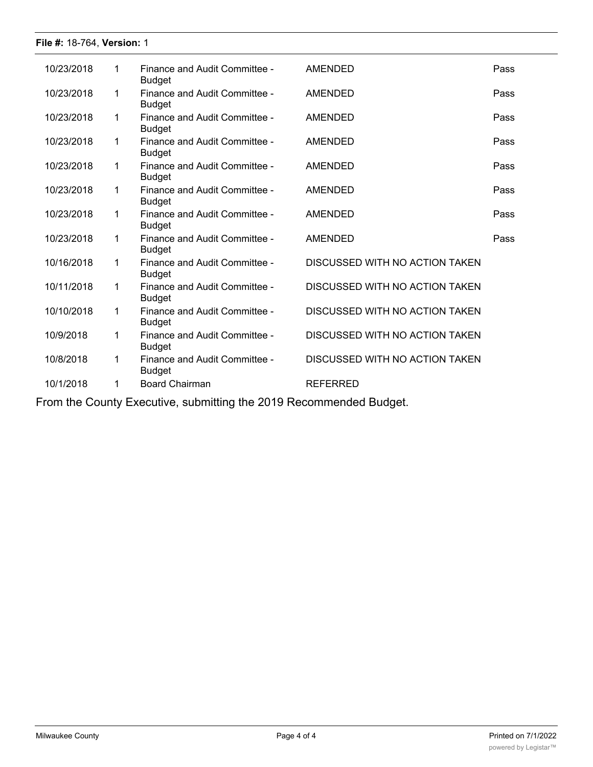**File #:** 18-764, **Version:** 1

| | | | | |
|---|---|---|---|---|
| 10/23/2018 | 1 | Finance and Audit Committee - Budget | AMENDED | Pass |
| 10/23/2018 | 1 | Finance and Audit Committee - Budget | AMENDED | Pass |
| 10/23/2018 | 1 | Finance and Audit Committee - Budget | AMENDED | Pass |
| 10/23/2018 | 1 | Finance and Audit Committee - Budget | AMENDED | Pass |
| 10/23/2018 | 1 | Finance and Audit Committee - Budget | AMENDED | Pass |
| 10/23/2018 | 1 | Finance and Audit Committee - Budget | AMENDED | Pass |
| 10/23/2018 | 1 | Finance and Audit Committee - Budget | AMENDED | Pass |
| 10/23/2018 | 1 | Finance and Audit Committee - Budget | AMENDED | Pass |
| 10/16/2018 | 1 | Finance and Audit Committee - Budget | DISCUSSED WITH NO ACTION TAKEN | |
| 10/11/2018 | 1 | Finance and Audit Committee - Budget | DISCUSSED WITH NO ACTION TAKEN | |
| 10/10/2018 | 1 | Finance and Audit Committee - Budget | DISCUSSED WITH NO ACTION TAKEN | |
| 10/9/2018 | 1 | Finance and Audit Committee - Budget | DISCUSSED WITH NO ACTION TAKEN | |
| 10/8/2018 | 1 | Finance and Audit Committee - Budget | DISCUSSED WITH NO ACTION TAKEN | |
| 10/1/2018 | 1 | Board Chairman | REFERRED | |

From the County Executive, submitting the 2019 Recommended Budget.